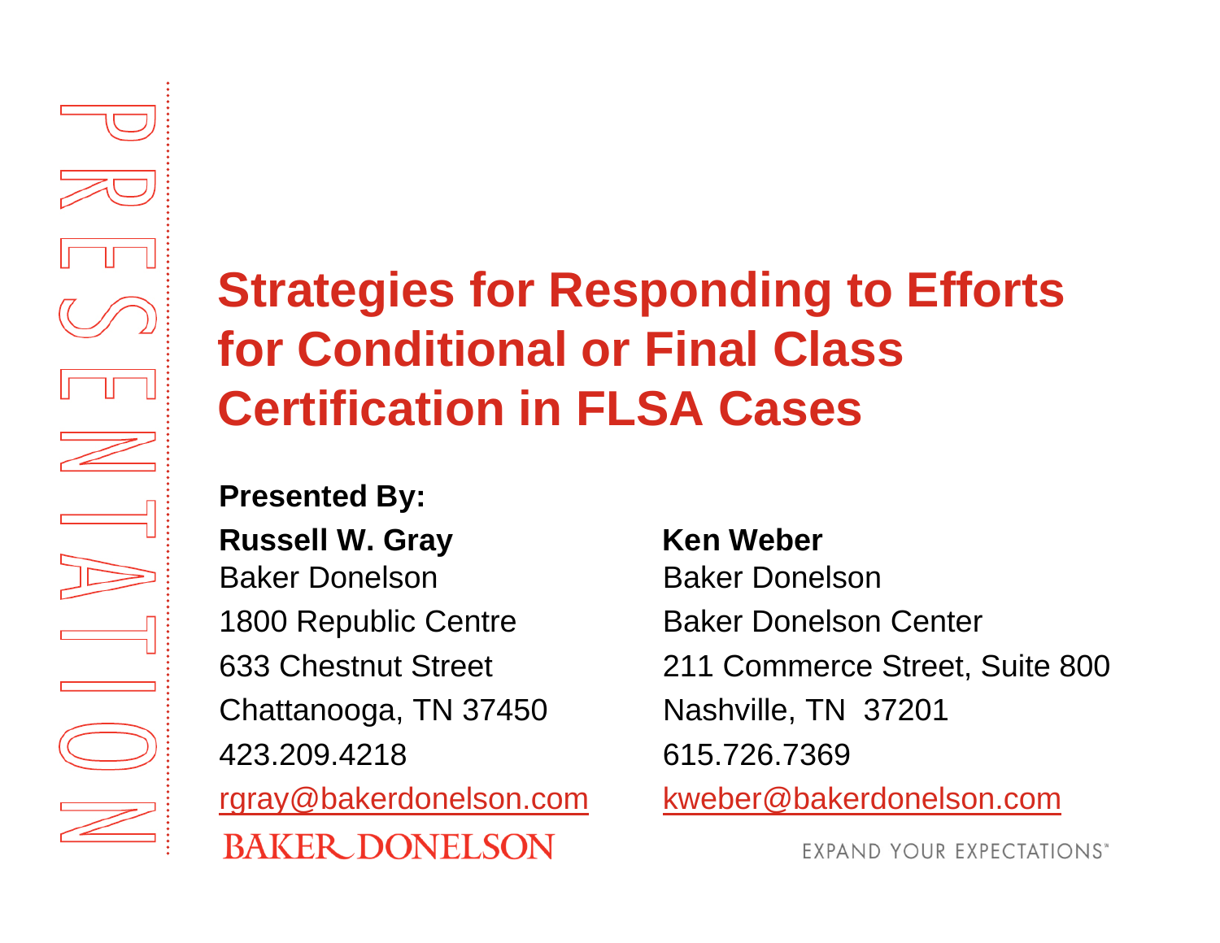PRESENTATION

# Strategies for Responding to Efforts for Conditional or Final Class Certification in FLSA Cases

**Presented By:**

**Russell W. Gray**
Baker Donelson
1800 Republic Centre
633 Chestnut Street
Chattanooga, TN 37450
423.209.4218
rgray@bakerdonelson.com

**Ken Weber**
Baker Donelson
Baker Donelson Center
211 Commerce Street, Suite 800
Nashville, TN 37201
615.726.7369
kweber@bakerdonelson.com

BAKER DONELSON

EXPAND YOUR EXPECTATIONS℠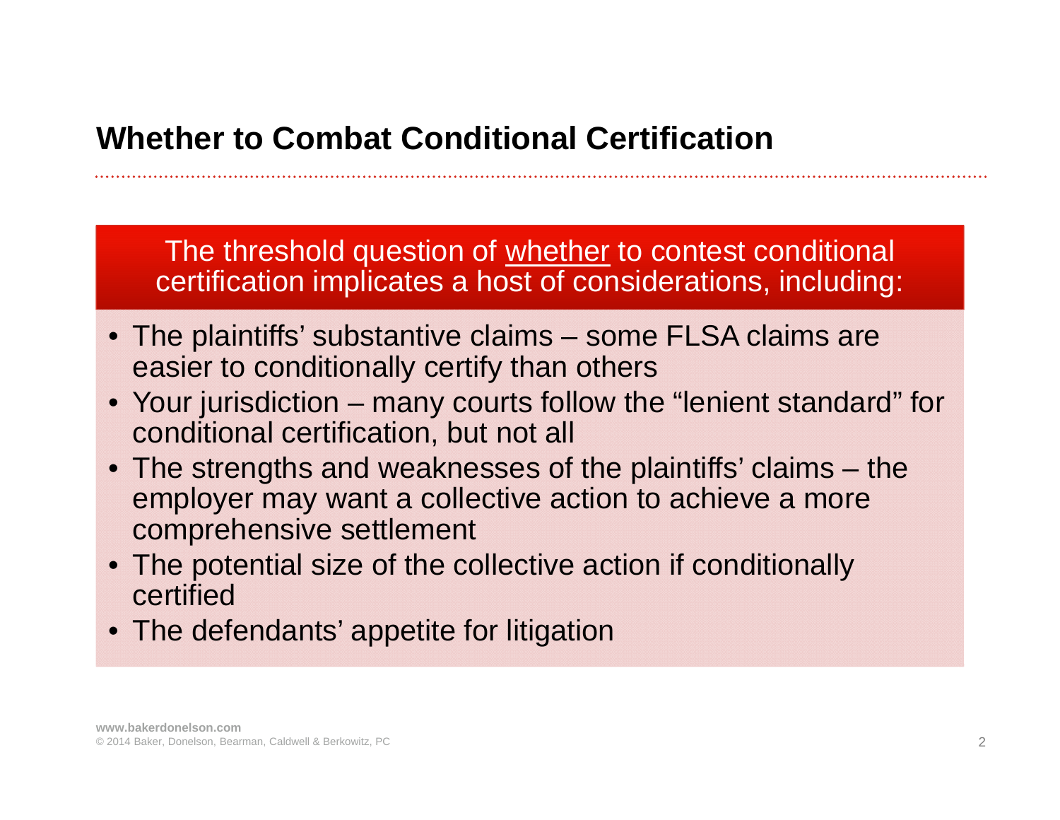## Whether to Combat Conditional Certification

The threshold question of <u>whether</u> to contest conditional certification implicates a host of considerations, including:

- The plaintiffs' substantive claims – some FLSA claims are easier to conditionally certify than others
- Your jurisdiction – many courts follow the "lenient standard" for conditional certification, but not all
- The strengths and weaknesses of the plaintiffs' claims – the employer may want a collective action to achieve a more comprehensive settlement
- The potential size of the collective action if conditionally certified
- The defendants' appetite for litigation

**www.bakerdonelson.com**
© 2014 Baker, Donelson, Bearman, Caldwell & Berkowitz, PC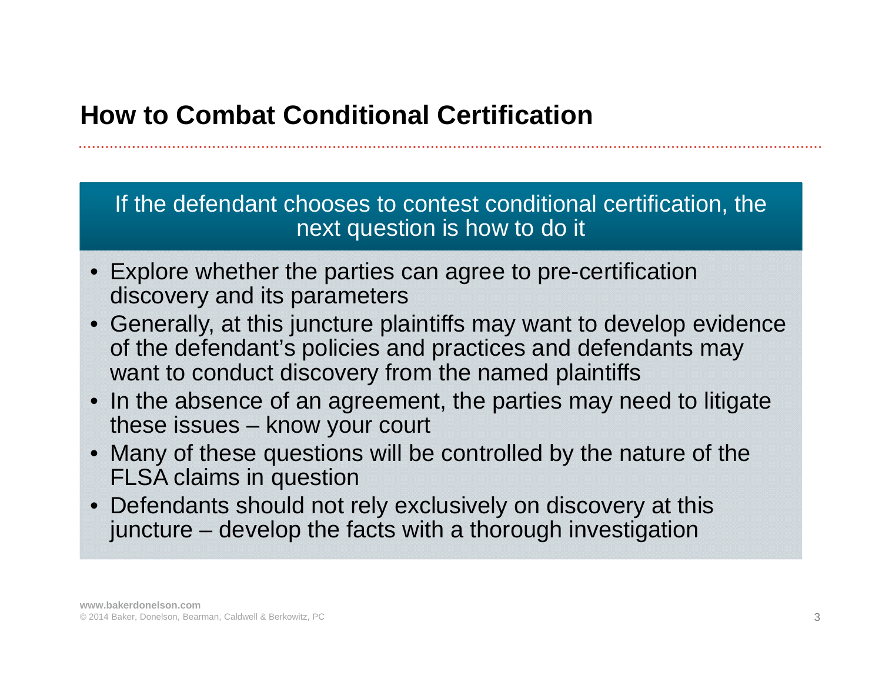## How to Combat Conditional Certification

**If the defendant chooses to contest conditional certification, the next question is how to do it**

- Explore whether the parties can agree to pre-certification discovery and its parameters
- Generally, at this juncture plaintiffs may want to develop evidence of the defendant's policies and practices and defendants may want to conduct discovery from the named plaintiffs
- In the absence of an agreement, the parties may need to litigate these issues – know your court
- Many of these questions will be controlled by the nature of the FLSA claims in question
- Defendants should not rely exclusively on discovery at this juncture – develop the facts with a thorough investigation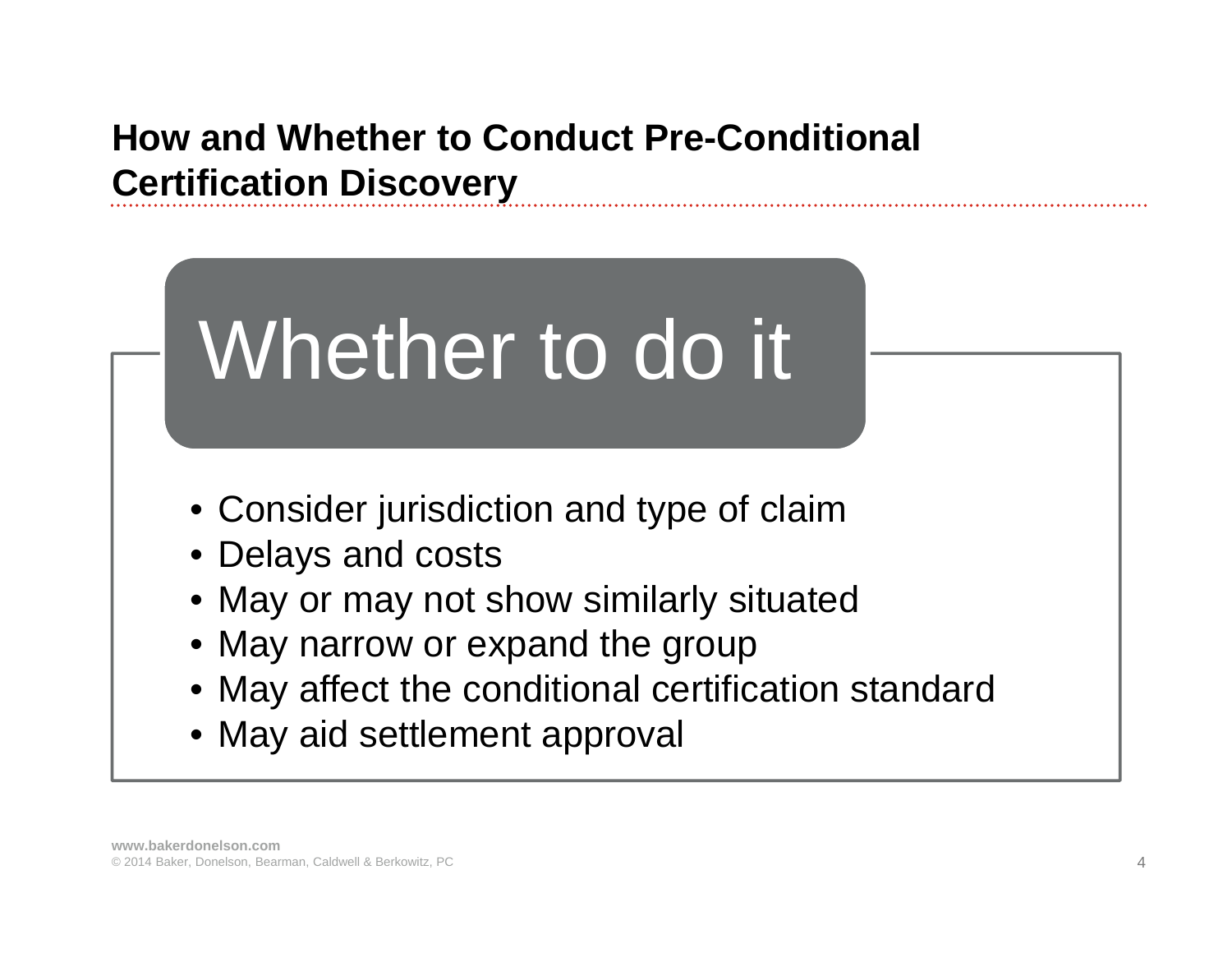## How and Whether to Conduct Pre-Conditional Certification Discovery

### Whether to do it

- Consider jurisdiction and type of claim
- Delays and costs
- May or may not show similarly situated
- May narrow or expand the group
- May affect the conditional certification standard
- May aid settlement approval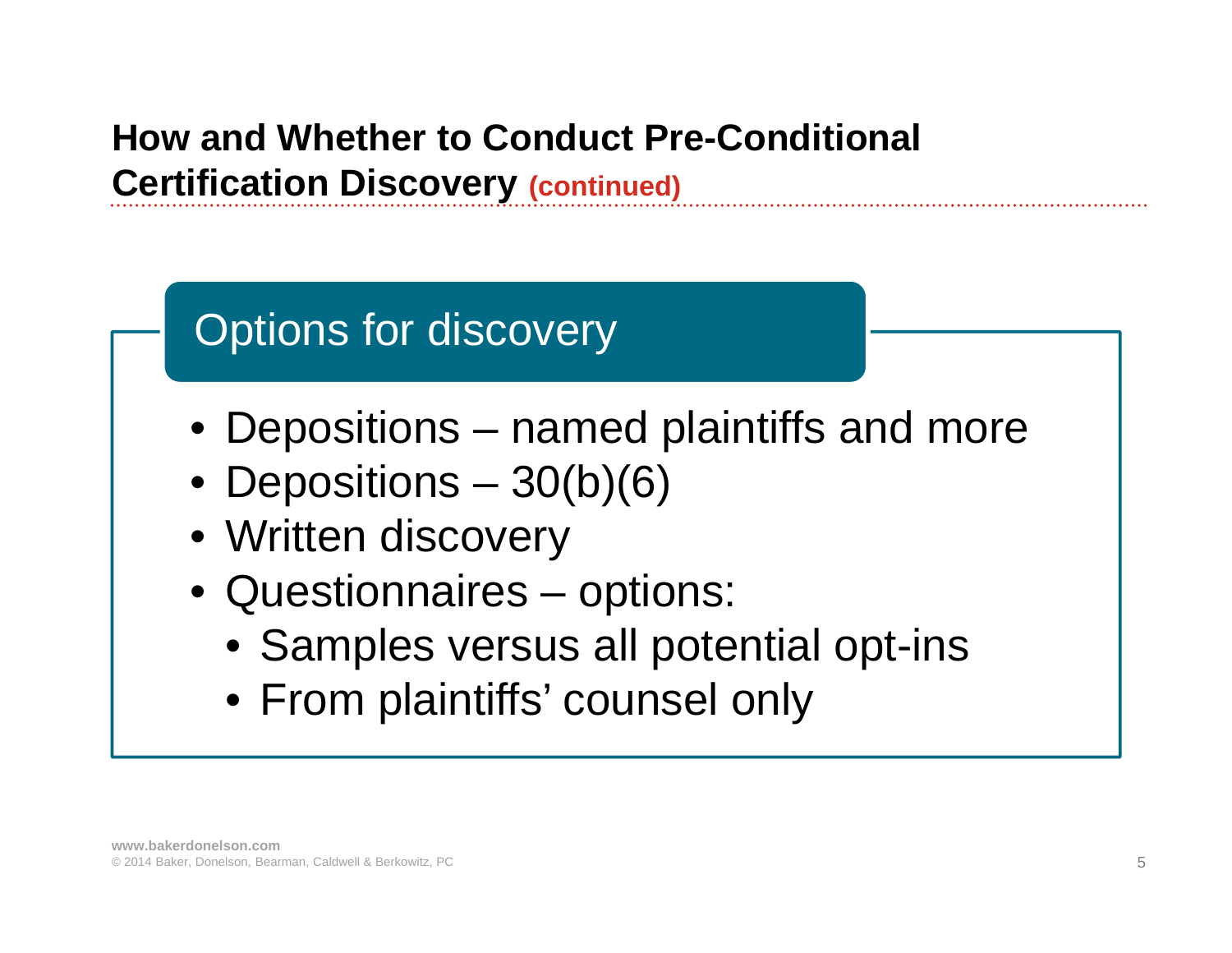## How and Whether to Conduct Pre-Conditional Certification Discovery (continued)

### Options for discovery

- Depositions – named plaintiffs and more
- Depositions – 30(b)(6)
- Written discovery
- Questionnaires – options:
  - Samples versus all potential opt-ins
  - From plaintiffs' counsel only

www.bakerdonelson.com
© 2014 Baker, Donelson, Bearman, Caldwell & Berkowitz, PC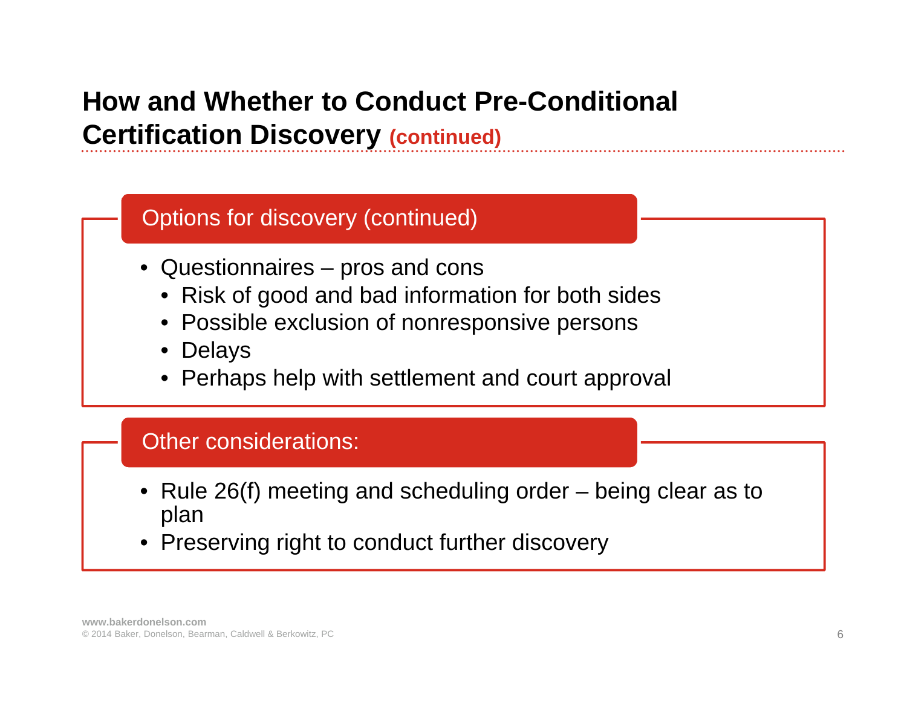# How and Whether to Conduct Pre-Conditional Certification Discovery (continued)

## Options for discovery (continued)

- Questionnaires – pros and cons
  - Risk of good and bad information for both sides
  - Possible exclusion of nonresponsive persons
  - Delays
  - Perhaps help with settlement and court approval

## Other considerations:

- Rule 26(f) meeting and scheduling order – being clear as to plan
- Preserving right to conduct further discovery

www.bakerdonelson.com
© 2014 Baker, Donelson, Bearman, Caldwell & Berkowitz, PC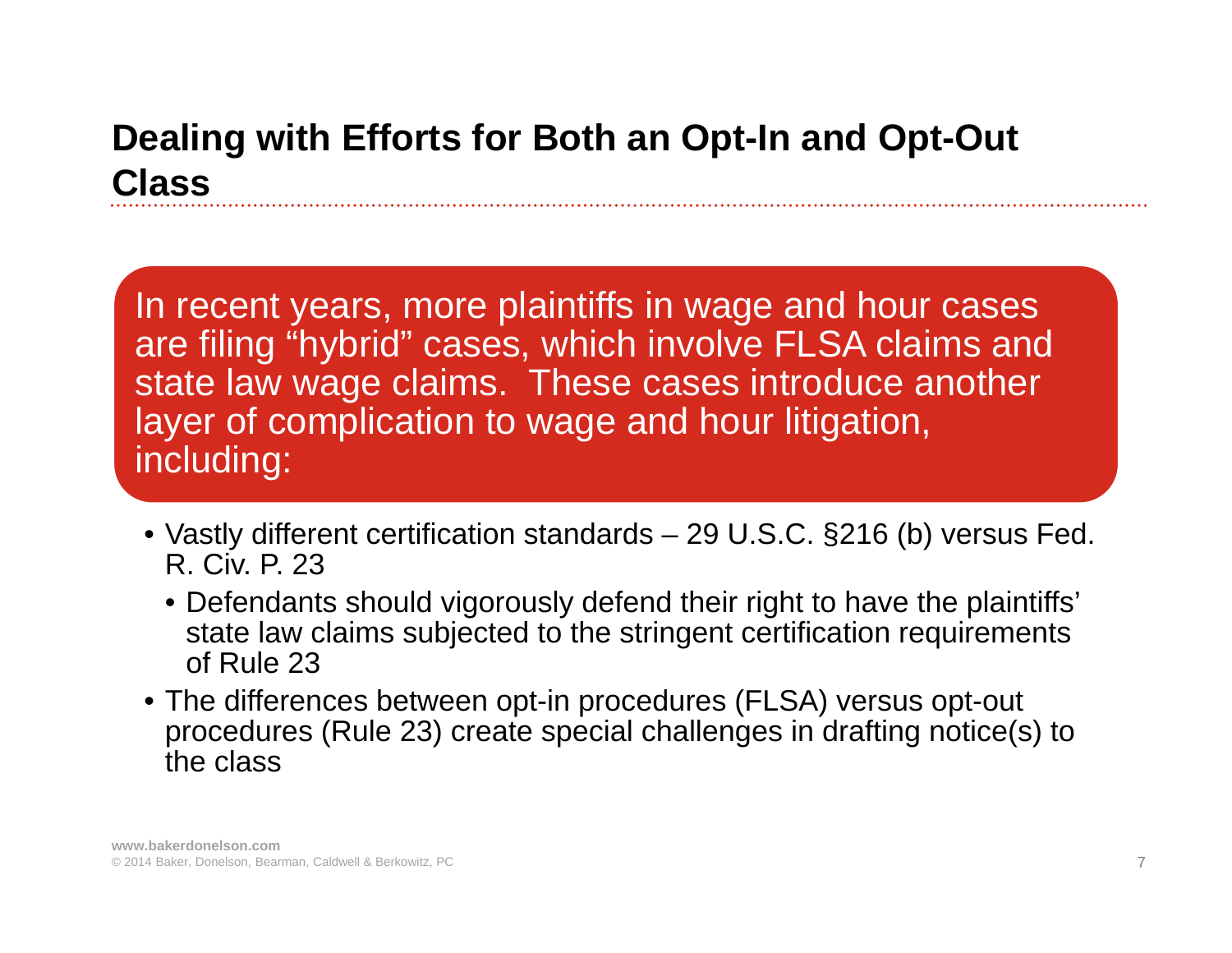## Dealing with Efforts for Both an Opt-In and Opt-Out Class

In recent years, more plaintiffs in wage and hour cases are filing “hybrid” cases, which involve FLSA claims and state law wage claims. These cases introduce another layer of complication to wage and hour litigation, including:

- Vastly different certification standards – 29 U.S.C. §216 (b) versus Fed. R. Civ. P. 23
  - Defendants should vigorously defend their right to have the plaintiffs’ state law claims subjected to the stringent certification requirements of Rule 23
- The differences between opt-in procedures (FLSA) versus opt-out procedures (Rule 23) create special challenges in drafting notice(s) to the class

**www.bakerdonelson.com**
© 2014 Baker, Donelson, Bearman, Caldwell & Berkowitz, PC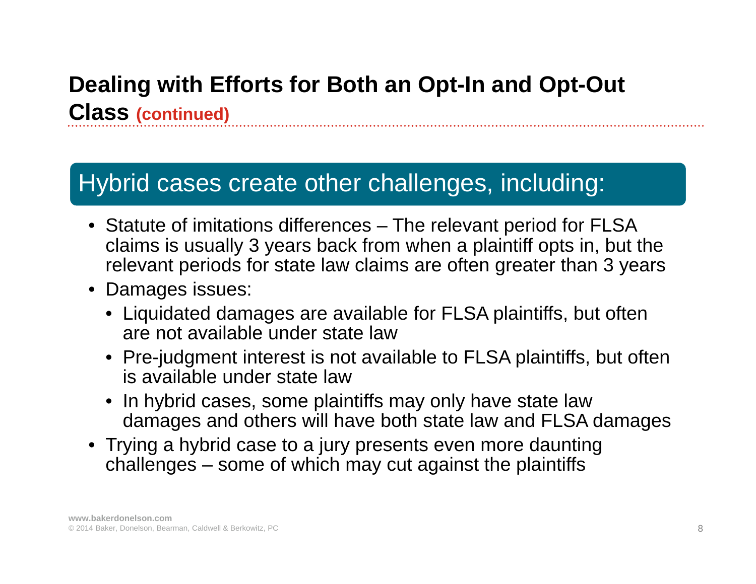# Dealing with Efforts for Both an Opt-In and Opt-Out Class **(continued)**

## Hybrid cases create other challenges, including:

- Statute of imitations differences – The relevant period for FLSA claims is usually 3 years back from when a plaintiff opts in, but the relevant periods for state law claims are often greater than 3 years
- Damages issues:
  - Liquidated damages are available for FLSA plaintiffs, but often are not available under state law
  - Pre-judgment interest is not available to FLSA plaintiffs, but often is available under state law
  - In hybrid cases, some plaintiffs may only have state law damages and others will have both state law and FLSA damages
- Trying a hybrid case to a jury presents even more daunting challenges – some of which may cut against the plaintiffs

**www.bakerdonelson.com**
© 2014 Baker, Donelson, Bearman, Caldwell & Berkowitz, PC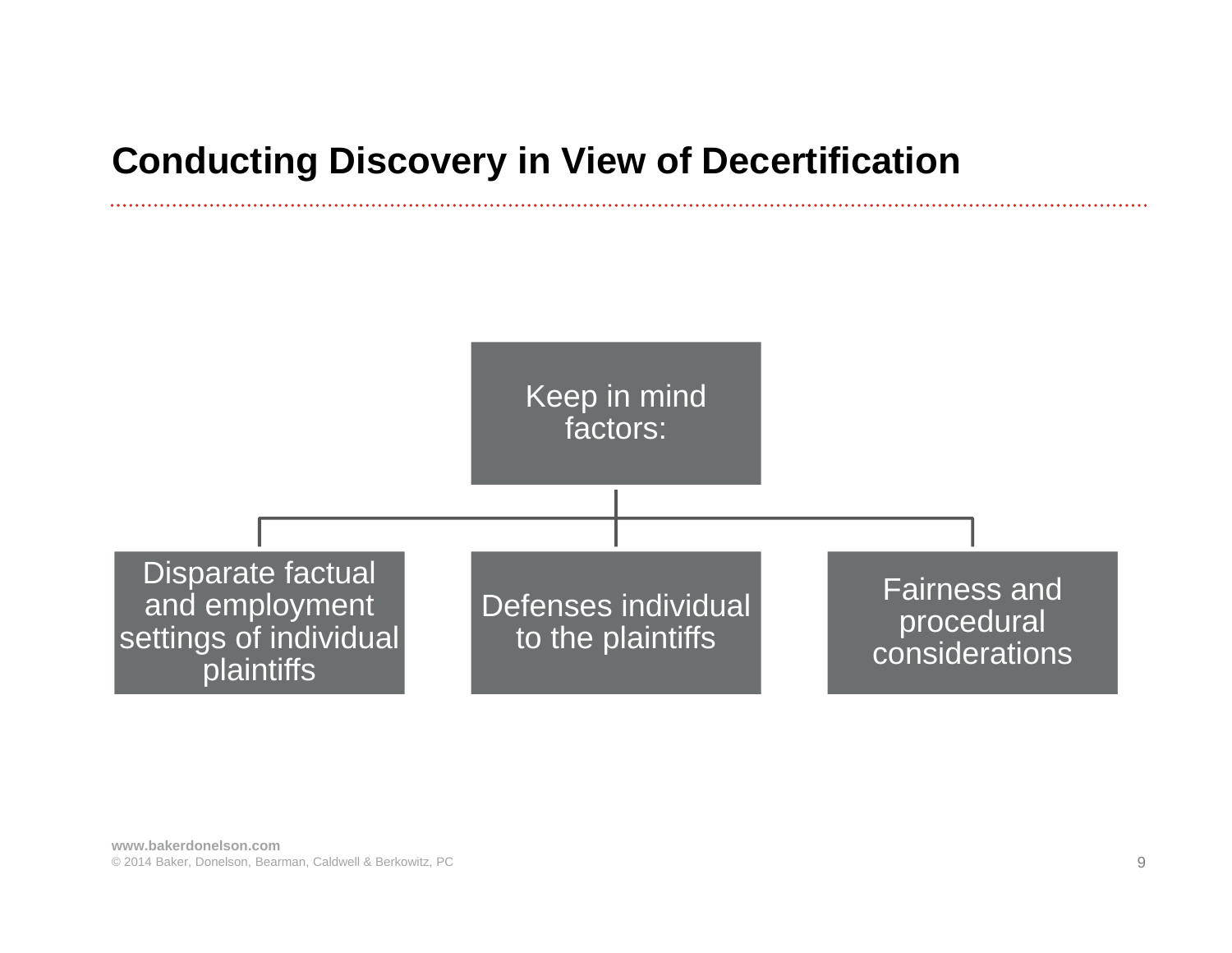# Conducting Discovery in View of Decertification

Keep in mind factors:

- Disparate factual and employment settings of individual plaintiffs
- Defenses individual to the plaintiffs
- Fairness and procedural considerations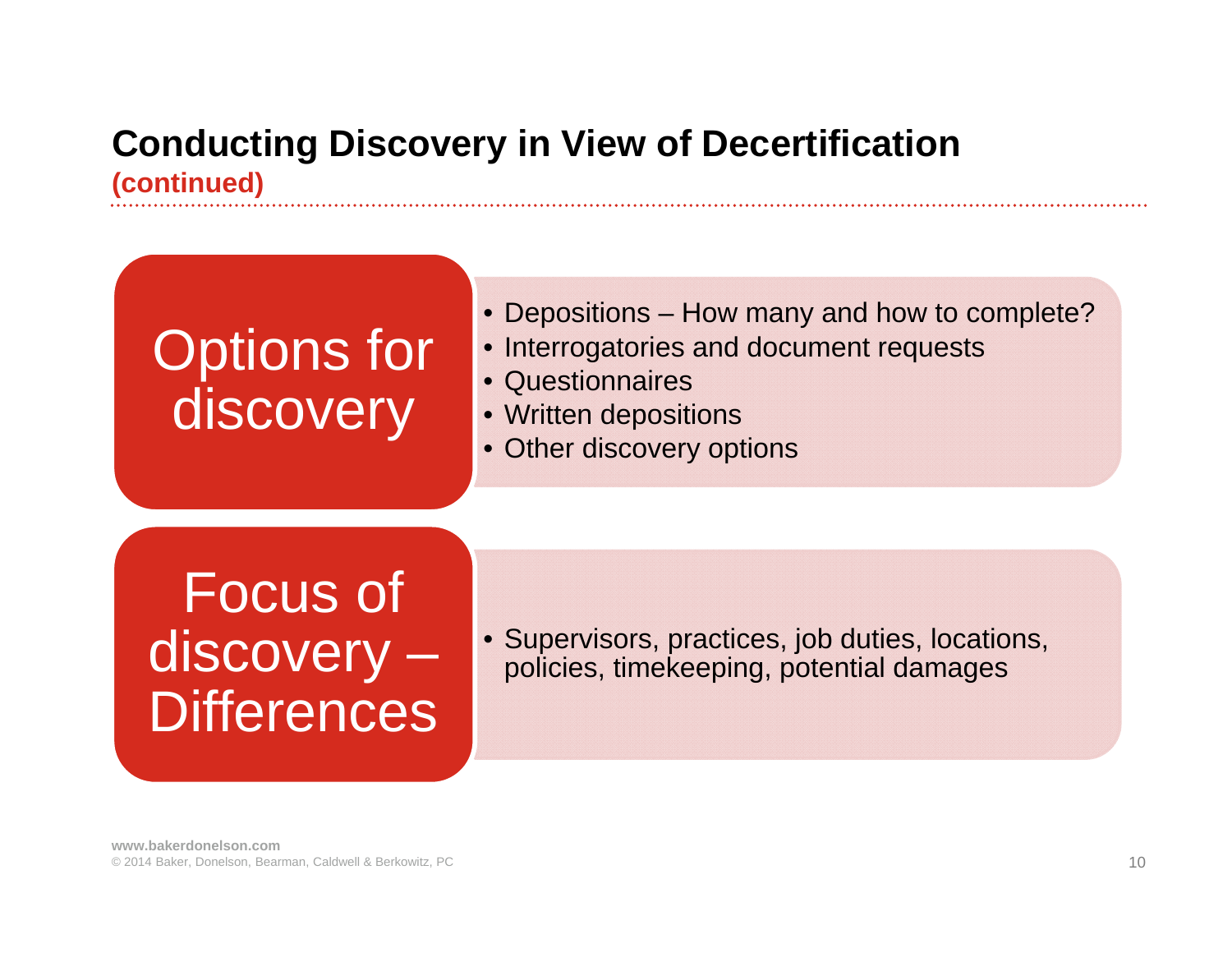# Conducting Discovery in View of Decertification

**(continued)**

## Options for discovery

- Depositions – How many and how to complete?
- Interrogatories and document requests
- Questionnaires
- Written depositions
- Other discovery options

## Focus of discovery – Differences

- Supervisors, practices, job duties, locations, policies, timekeeping, potential damages

**www.bakerdonelson.com**
© 2014 Baker, Donelson, Bearman, Caldwell & Berkowitz, PC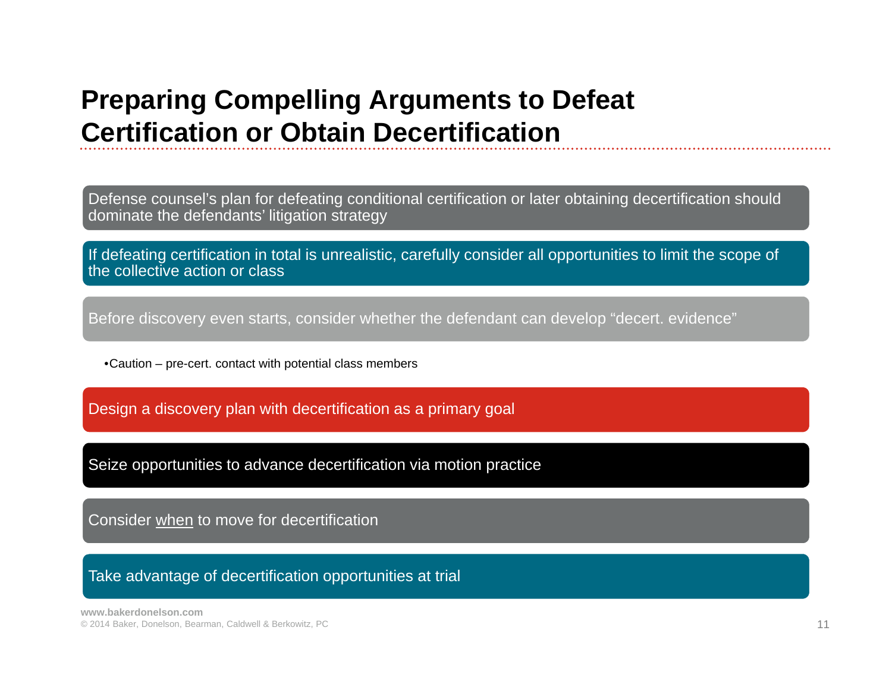# Preparing Compelling Arguments to Defeat Certification or Obtain Decertification

- Defense counsel's plan for defeating conditional certification or later obtaining decertification should dominate the defendants' litigation strategy
- If defeating certification in total is unrealistic, carefully consider all opportunities to limit the scope of the collective action or class
- Before discovery even starts, consider whether the defendant can develop "decert. evidence"
  - Caution – pre-cert. contact with potential class members
- Design a discovery plan with decertification as a primary goal
- Seize opportunities to advance decertification via motion practice
- Consider <u>when</u> to move for decertification
- Take advantage of decertification opportunities at trial

www.bakerdonelson.com
© 2014 Baker, Donelson, Bearman, Caldwell & Berkowitz, PC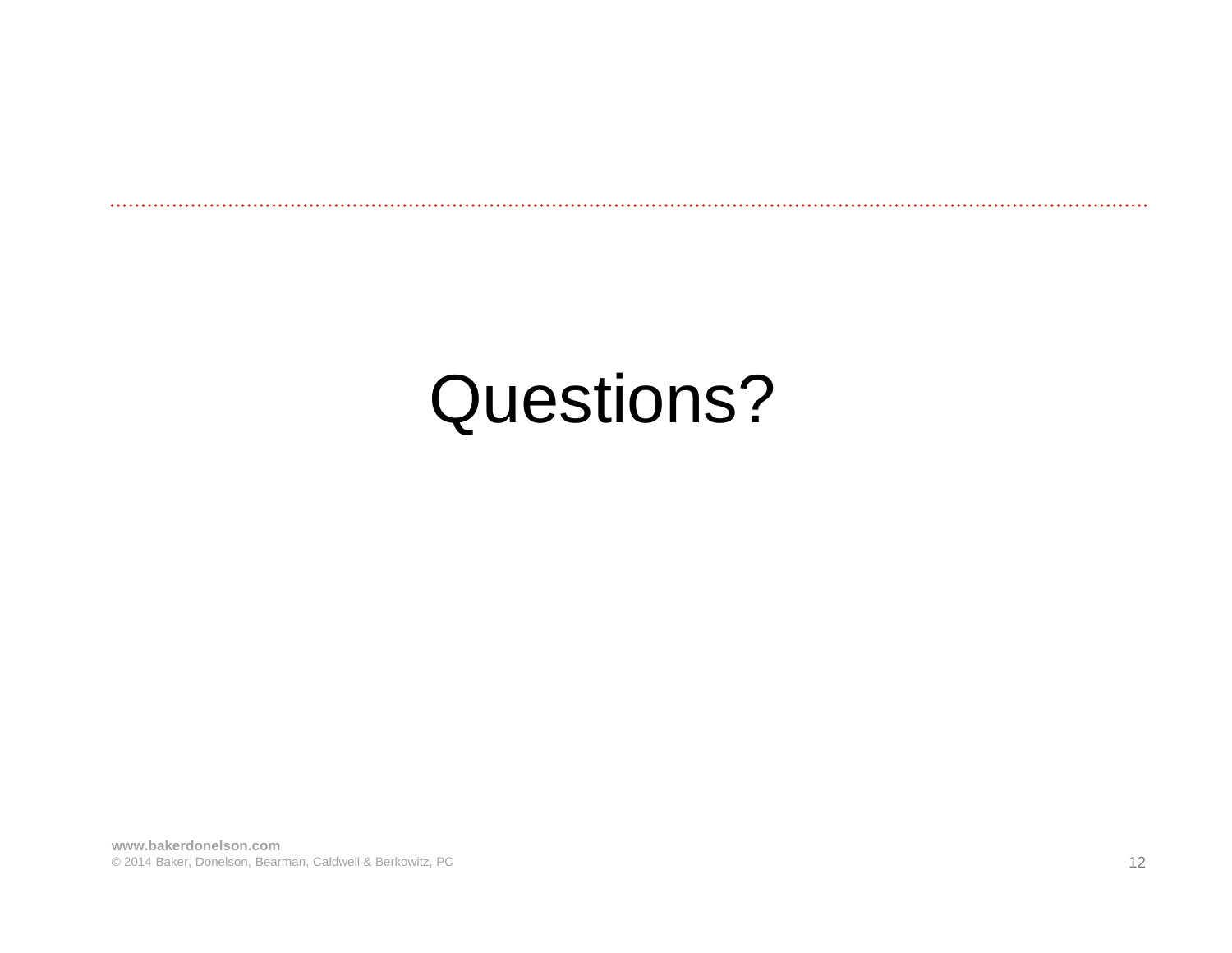# Questions?